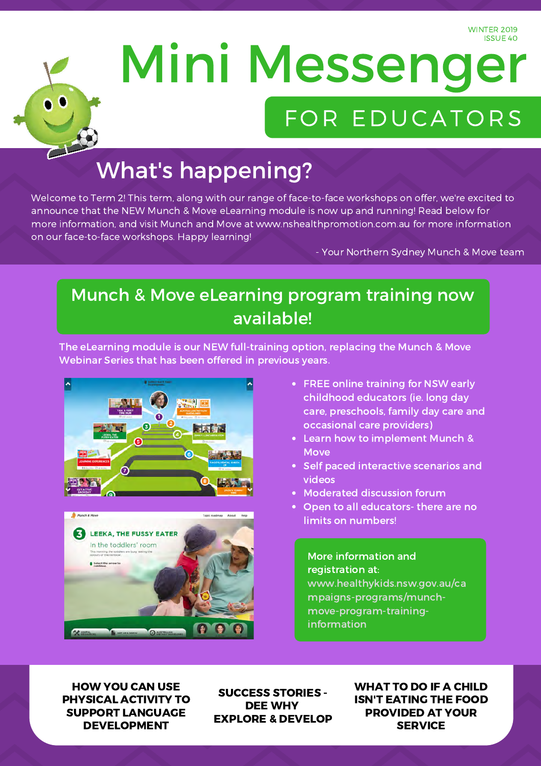WINTER 2019
ISSUE 40

# Mini Messenger

## FOR EDUCATORS

## What's happening?

Welcome to Term 2! This term, along with our range of face-to-face workshops on offer, we're excited to announce that the NEW Munch & Move eLearning module is now up and running! Read below for more information, and visit Munch and Move at www.nshealthpromotion.com.au for more information on our face-to-face workshops. Happy learning!

- Your Northern Sydney Munch & Move team

## Munch & Move eLearning program training now available!

The eLearning module is our NEW full-training option, replacing the Munch & Move Webinar Series that has been offered in previous years.

- FREE online training for NSW early childhood educators (ie. long day care, preschools, family day care and occasional care providers)
- Learn how to implement Munch & Move
- Self paced interactive scenarios and videos
- Moderated discussion forum
- Open to all educators- there are no limits on numbers!

More information and registration at: www.healthykids.nsw.gov.au/campaigns-programs/munch-move-program-training-information

**HOW YOU CAN USE PHYSICAL ACTIVITY TO SUPPORT LANGUAGE DEVELOPMENT**

**SUCCESS STORIES - DEE WHY EXPLORE & DEVELOP**

**WHAT TO DO IF A CHILD ISN'T EATING THE FOOD PROVIDED AT YOUR SERVICE**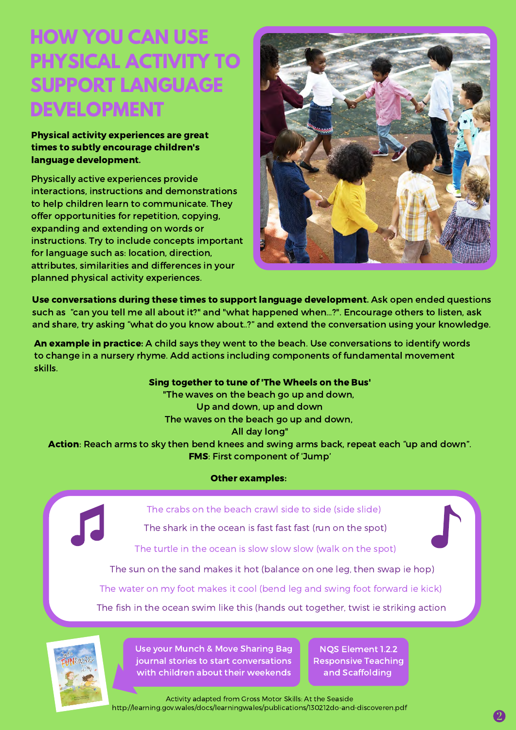# HOW YOU CAN USE PHYSICAL ACTIVITY TO SUPPORT LANGUAGE DEVELOPMENT

**Physical activity experiences are great times to subtly encourage children's language development.**

Physically active experiences provide interactions, instructions and demonstrations to help children learn to communicate. They offer opportunities for repetition, copying, expanding and extending on words or instructions. Try to include concepts important for language such as: location, direction, attributes, similarities and differences in your planned physical activity experiences.

**Use conversations during these times to support language development.** Ask open ended questions such as "can you tell me all about it?" and "what happened when...?". Encourage others to listen, ask and share, try asking "what do you know about..?" and extend the conversation using your knowledge.

**An example in practice:** A child says they went to the beach. Use conversations to identify words to change in a nursery rhyme. Add actions including components of fundamental movement skills.

**Sing together to tune of 'The Wheels on the Bus'**

"The waves on the beach go up and down,
Up and down, up and down
The waves on the beach go up and down,
All day long"

**Action**: Reach arms to sky then bend knees and swing arms back, repeat each "up and down".

**FMS**: First component of 'Jump'

**Other examples:**

The crabs on the beach crawl side to side (side slide)

The shark in the ocean is fast fast fast (run on the spot)

The turtle in the ocean is slow slow slow (walk on the spot)

The sun on the sand makes it hot (balance on one leg, then swap ie hop)

The water on my foot makes it cool (bend leg and swing foot forward ie kick)

The fish in the ocean swim like this (hands out together, twist ie striking action

Use your Munch & Move Sharing Bag journal stories to start conversations with children about their weekends

NQS Element 1.2.2 Responsive Teaching and Scaffolding

Activity adapted from Gross Motor Skills: At the Seaside
http://learning.gov.wales/docs/learningwales/publications/130212do-and-discoveren.pdf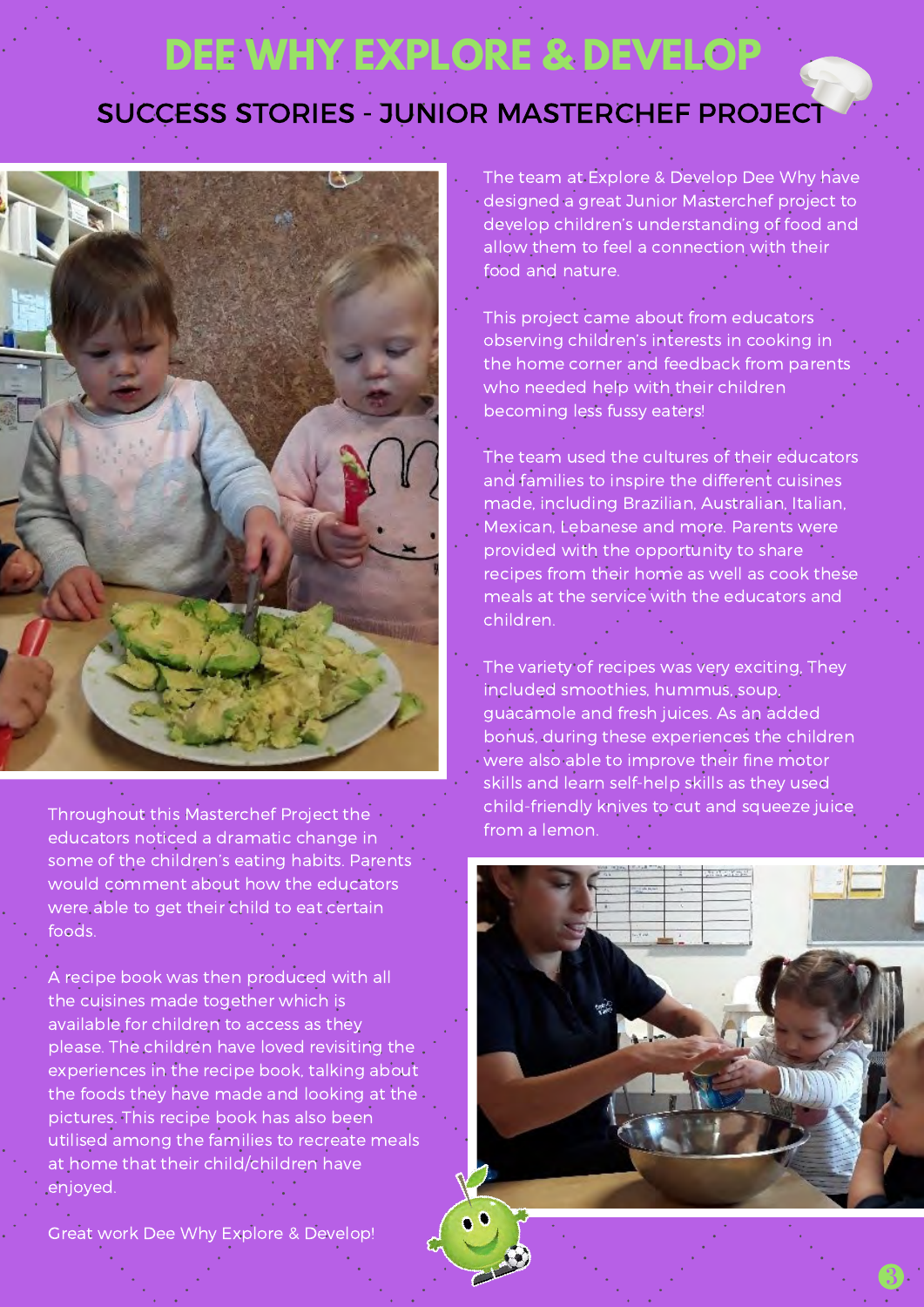# DEE WHY EXPLORE & DEVELOP

## SUCCESS STORIES - JUNIOR MASTERCHEF PROJECT

The team at Explore & Develop Dee Why have designed a great Junior Masterchef project to develop children's understanding of food and allow them to feel a connection with their food and nature.

This project came about from educators observing children's interests in cooking in the home corner and feedback from parents who needed help with their children becoming less fussy eaters!

The team used the cultures of their educators and families to inspire the different cuisines made, including Brazilian, Australian, Italian, Mexican, Lebanese and more. Parents were provided with the opportunity to share recipes from their home as well as cook these meals at the service with the educators and children.

The variety of recipes was very exciting. They included smoothies, hummus, soup, guacamole and fresh juices. As an added bonus, during these experiences the children were also able to improve their fine motor skills and learn self-help skills as they used child-friendly knives to cut and squeeze juice from a lemon.

Throughout this Masterchef Project the educators noticed a dramatic change in some of the children's eating habits. Parents would comment about how the educators were able to get their child to eat certain foods.

A recipe book was then produced with all the cuisines made together which is available for children to access as they please. The children have loved revisiting the experiences in the recipe book, talking about the foods they have made and looking at the pictures. This recipe book has also been utilised among the families to recreate meals at home that their child/children have enjoyed.

Great work Dee Why Explore & Develop!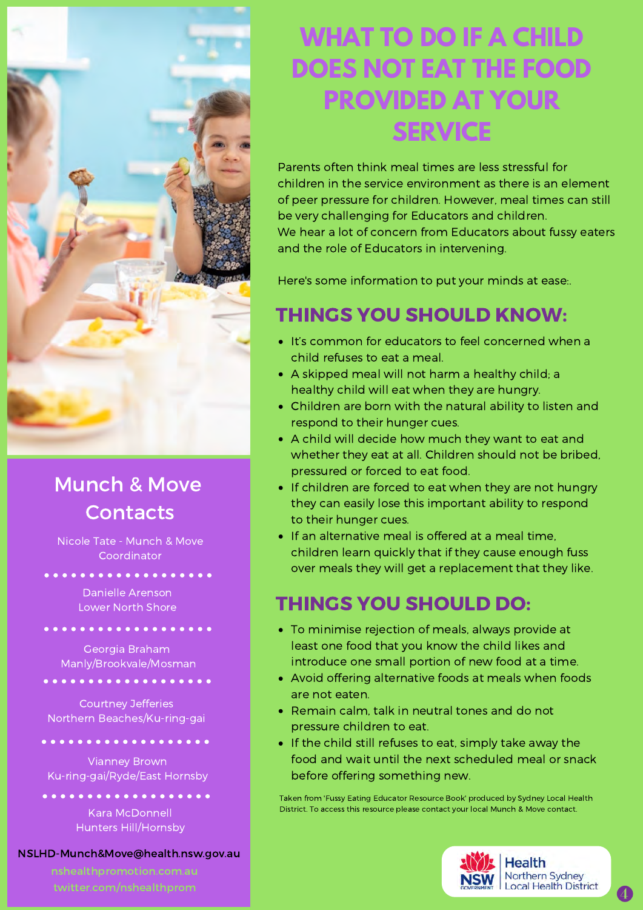# WHAT TO DO IF A CHILD DOES NOT EAT THE FOOD PROVIDED AT YOUR SERVICE

Parents often think meal times are less stressful for children in the service environment as there is an element of peer pressure for children. However, meal times can still be very challenging for Educators and children.
We hear a lot of concern from Educators about fussy eaters and the role of Educators in intervening.

Here's some information to put your minds at ease:.

## THINGS YOU SHOULD KNOW:

- It's common for educators to feel concerned when a child refuses to eat a meal.
- A skipped meal will not harm a healthy child; a healthy child will eat when they are hungry.
- Children are born with the natural ability to listen and respond to their hunger cues.
- A child will decide how much they want to eat and whether they eat at all. Children should not be bribed, pressured or forced to eat food.
- If children are forced to eat when they are not hungry they can easily lose this important ability to respond to their hunger cues.
- If an alternative meal is offered at a meal time, children learn quickly that if they cause enough fuss over meals they will get a replacement that they like.

## THINGS YOU SHOULD DO:

- To minimise rejection of meals, always provide at least one food that you know the child likes and introduce one small portion of new food at a time.
- Avoid offering alternative foods at meals when foods are not eaten.
- Remain calm, talk in neutral tones and do not pressure children to eat.
- If the child still refuses to eat, simply take away the food and wait until the next scheduled meal or snack before offering something new.

Taken from 'Fussy Eating Educator Resource Book' produced by Sydney Local Health District. To access this resource please contact your local Munch & Move contact.

## Munch & Move Contacts

Nicole Tate - Munch & Move Coordinator

Danielle Arenson
Lower North Shore

Georgia Braham
Manly/Brookvale/Mosman

Courtney Jefferies
Northern Beaches/Ku-ring-gai

Vianney Brown
Ku-ring-gai/Ryde/East Hornsby

Kara McDonnell
Hunters Hill/Hornsby

NSLHD-Munch&Move@health.nsw.gov.au
nshealthpromotion.com.au
twitter.com/nshealthprom

NSW Government Health – Northern Sydney Local Health District